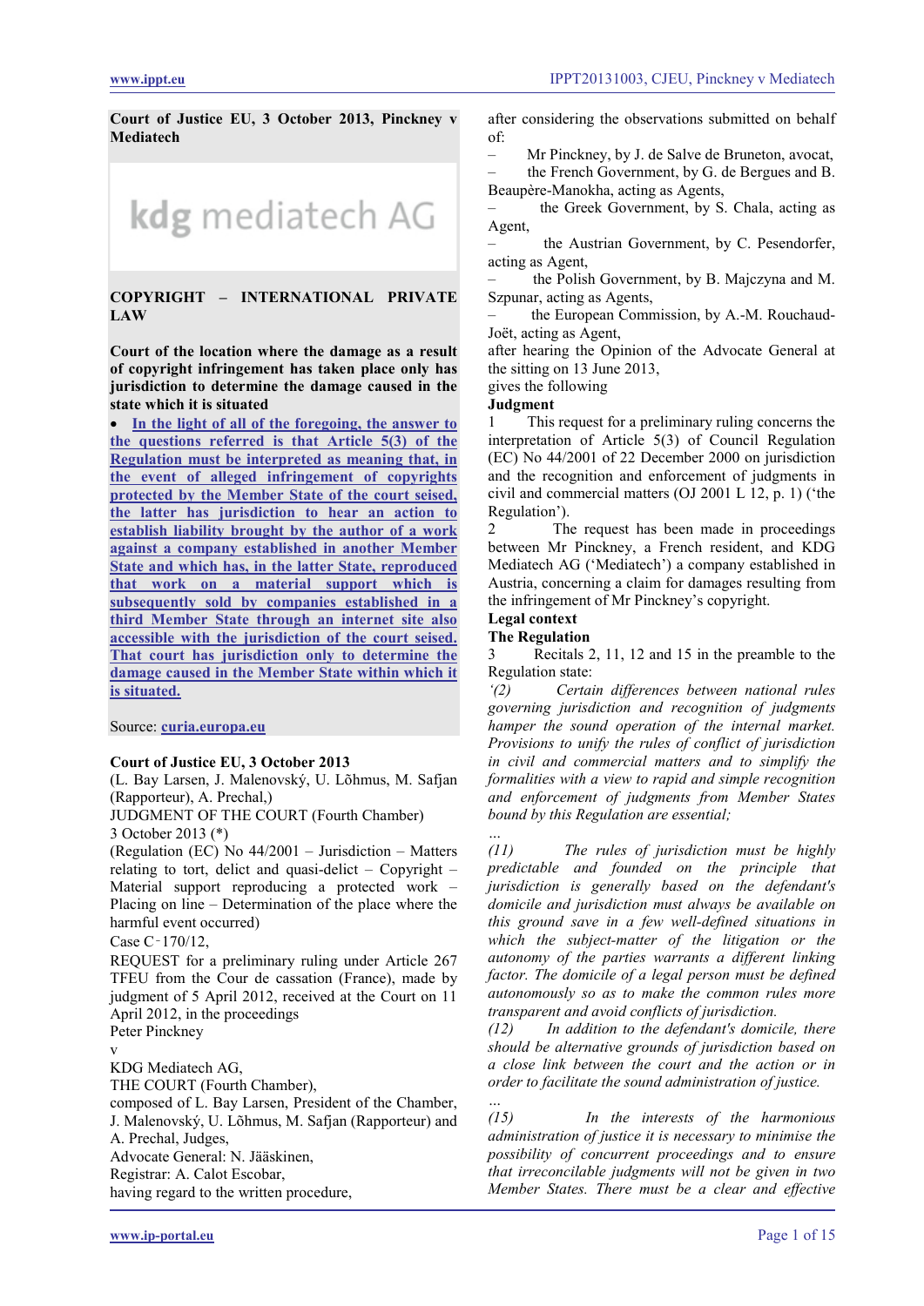**Court of Justice EU, 3 October 2013, Pinckney v Mediatech**

**COPYRIGHT – INTERNATIONAL PRIVATE LAW**

**Court of the location where the damage as a result of copyright infringement has taken place only has jurisdiction to determine the damage caused in the state which it is situated**

- **In the light of all of the foregoing, the answer to the questions referred is that Article 5(3) of the Regulation must be interpreted as meaning that, in the event of alleged infringement of copyrights protected by the Member State of the court seised, the latter has jurisdiction to hear an action to establish liability brought by the author of a work against a company established in another Member State and which has, in the latter State, reproduced that work on a material support which is subsequently sold by companies established in a third Member State through an internet site also accessible with the jurisdiction of the court seised. That court has jurisdiction only to determine the damage caused in the Member State within which it is situated.**

Source: curia.europa.eu

**Court of Justice EU, 3 October 2013**

(L. Bay Larsen, J. Malenovský, U. Lõhmus, M. Safjan (Rapporteur), A. Prechal,)

JUDGMENT OF THE COURT (Fourth Chamber)

3 October 2013 (*)

(Regulation (EC) No 44/2001 – Jurisdiction – Matters relating to tort, delict and quasi-delict – Copyright – Material support reproducing a protected work – Placing on line – Determination of the place where the harmful event occurred)

Case C‑170/12,

REQUEST for a preliminary ruling under Article 267 TFEU from the Cour de cassation (France), made by judgment of 5 April 2012, received at the Court on 11 April 2012, in the proceedings

Peter Pinckney

v

KDG Mediatech AG,

THE COURT (Fourth Chamber),

composed of L. Bay Larsen, President of the Chamber, J. Malenovský, U. Lõhmus, M. Safjan (Rapporteur) and A. Prechal, Judges,

Advocate General: N. Jääskinen,

Registrar: A. Calot Escobar,

having regard to the written procedure,

after considering the observations submitted on behalf of:

– Mr Pinckney, by J. de Salve de Bruneton, avocat,

– the French Government, by G. de Bergues and B. Beaupère-Manokha, acting as Agents,

– the Greek Government, by S. Chala, acting as Agent,

– the Austrian Government, by C. Pesendorfer, acting as Agent,

– the Polish Government, by B. Majczyna and M. Szpunar, acting as Agents,

– the European Commission, by A.-M. Rouchaud-Joët, acting as Agent,

after hearing the Opinion of the Advocate General at the sitting on 13 June 2013,

gives the following

**Judgment**

1 This request for a preliminary ruling concerns the interpretation of Article 5(3) of Council Regulation (EC) No 44/2001 of 22 December 2000 on jurisdiction and the recognition and enforcement of judgments in civil and commercial matters (OJ 2001 L 12, p. 1) ('the Regulation').

2 The request has been made in proceedings between Mr Pinckney, a French resident, and KDG Mediatech AG ('Mediatech') a company established in Austria, concerning a claim for damages resulting from the infringement of Mr Pinckney's copyright.

**Legal context**

**The Regulation**

3 Recitals 2, 11, 12 and 15 in the preamble to the Regulation state:

'(2) *Certain differences between national rules governing jurisdiction and recognition of judgments hamper the sound operation of the internal market. Provisions to unify the rules of conflict of jurisdiction in civil and commercial matters and to simplify the formalities with a view to rapid and simple recognition and enforcement of judgments from Member States bound by this Regulation are essential;*

…

*(11) The rules of jurisdiction must be highly predictable and founded on the principle that jurisdiction is generally based on the defendant's domicile and jurisdiction must always be available on this ground save in a few well-defined situations in which the subject-matter of the litigation or the autonomy of the parties warrants a different linking factor. The domicile of a legal person must be defined autonomously so as to make the common rules more transparent and avoid conflicts of jurisdiction.*

*(12) In addition to the defendant's domicile, there should be alternative grounds of jurisdiction based on a close link between the court and the action or in order to facilitate the sound administration of justice.*

…

*(15) In the interests of the harmonious administration of justice it is necessary to minimise the possibility of concurrent proceedings and to ensure that irreconcilable judgments will not be given in two Member States. There must be a clear and effective*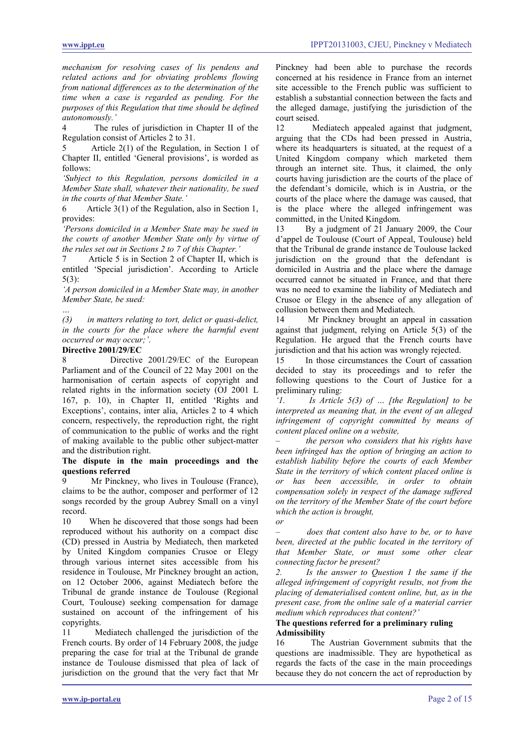*mechanism for resolving cases of lis pendens and related actions and for obviating problems flowing from national differences as to the determination of the time when a case is regarded as pending. For the purposes of this Regulation that time should be defined autonomously.'*

4 The rules of jurisdiction in Chapter II of the Regulation consist of Articles 2 to 31.

5 Article 2(1) of the Regulation, in Section 1 of Chapter II, entitled 'General provisions', is worded as follows:

*'Subject to this Regulation, persons domiciled in a Member State shall, whatever their nationality, be sued in the courts of that Member State.'*

6 Article 3(1) of the Regulation, also in Section 1, provides:

*'Persons domiciled in a Member State may be sued in the courts of another Member State only by virtue of the rules set out in Sections 2 to 7 of this Chapter.'*

7 Article 5 is in Section 2 of Chapter II, which is entitled 'Special jurisdiction'. According to Article 5(3):

*'A person domiciled in a Member State may, in another Member State, be sued:*

*…*

*(3) in matters relating to tort, delict or quasi-delict, in the courts for the place where the harmful event occurred or may occur;'.*

**Directive 2001/29/EC**

8 Directive 2001/29/EC of the European Parliament and of the Council of 22 May 2001 on the harmonisation of certain aspects of copyright and related rights in the information society (OJ 2001 L 167, p. 10), in Chapter II, entitled 'Rights and Exceptions', contains, inter alia, Articles 2 to 4 which concern, respectively, the reproduction right, the right of communication to the public of works and the right of making available to the public other subject-matter and the distribution right.

**The dispute in the main proceedings and the questions referred**

9 Mr Pinckney, who lives in Toulouse (France), claims to be the author, composer and performer of 12 songs recorded by the group Aubrey Small on a vinyl record.

10 When he discovered that those songs had been reproduced without his authority on a compact disc (CD) pressed in Austria by Mediatech, then marketed by United Kingdom companies Crusoe or Elegy through various internet sites accessible from his residence in Toulouse, Mr Pinckney brought an action, on 12 October 2006, against Mediatech before the Tribunal de grande instance de Toulouse (Regional Court, Toulouse) seeking compensation for damage sustained on account of the infringement of his copyrights.

11 Mediatech challenged the jurisdiction of the French courts. By order of 14 February 2008, the judge preparing the case for trial at the Tribunal de grande instance de Toulouse dismissed that plea of lack of jurisdiction on the ground that the very fact that Mr Pinckney had been able to purchase the records concerned at his residence in France from an internet site accessible to the French public was sufficient to establish a substantial connection between the facts and the alleged damage, justifying the jurisdiction of the court seised.

12 Mediatech appealed against that judgment, arguing that the CDs had been pressed in Austria, where its headquarters is situated, at the request of a United Kingdom company which marketed them through an internet site. Thus, it claimed, the only courts having jurisdiction are the courts of the place of the defendant's domicile, which is in Austria, or the courts of the place where the damage was caused, that is the place where the alleged infringement was committed, in the United Kingdom.

13 By a judgment of 21 January 2009, the Cour d'appel de Toulouse (Court of Appeal, Toulouse) held that the Tribunal de grande instance de Toulouse lacked jurisdiction on the ground that the defendant is domiciled in Austria and the place where the damage occurred cannot be situated in France, and that there was no need to examine the liability of Mediatech and Crusoe or Elegy in the absence of any allegation of collusion between them and Mediatech.

14 Mr Pinckney brought an appeal in cassation against that judgment, relying on Article 5(3) of the Regulation. He argued that the French courts have jurisdiction and that his action was wrongly rejected.

15 In those circumstances the Court of cassation decided to stay its proceedings and to refer the following questions to the Court of Justice for a preliminary ruling:

*'1. Is Article 5(3) of … [the Regulation] to be interpreted as meaning that, in the event of an alleged infringement of copyright committed by means of content placed online on a website,*

*– the person who considers that his rights have been infringed has the option of bringing an action to establish liability before the courts of each Member State in the territory of which content placed online is or has been accessible, in order to obtain compensation solely in respect of the damage suffered on the territory of the Member State of the court before which the action is brought,*

*or*

*– does that content also have to be, or to have been, directed at the public located in the territory of that Member State, or must some other clear connecting factor be present?*

*2. Is the answer to Question 1 the same if the alleged infringement of copyright results, not from the placing of dematerialised content online, but, as in the present case, from the online sale of a material carrier medium which reproduces that content?'*

**The questions referred for a preliminary ruling**

**Admissibility**

16 The Austrian Government submits that the questions are inadmissible. They are hypothetical as regards the facts of the case in the main proceedings because they do not concern the act of reproduction by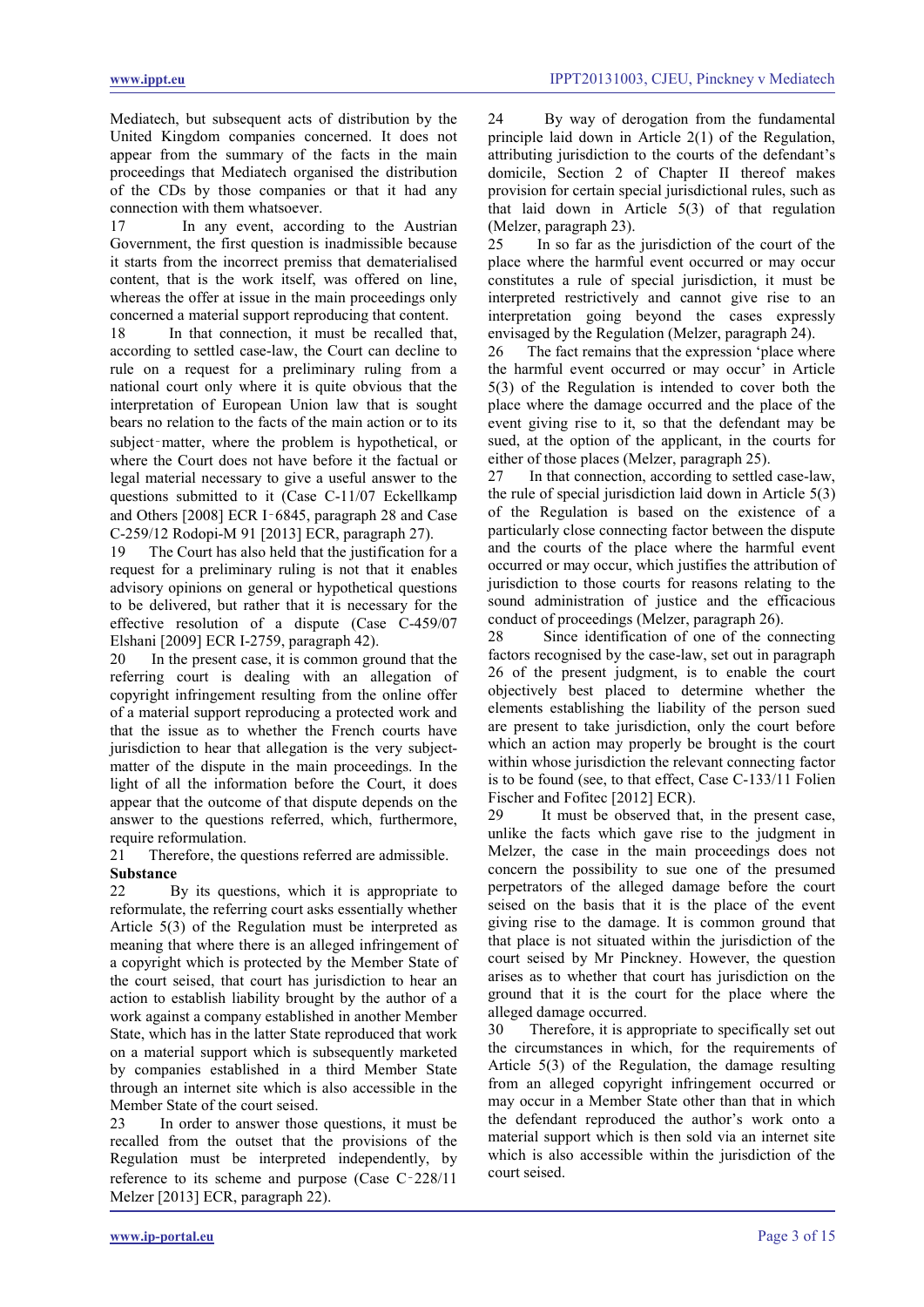Mediatech, but subsequent acts of distribution by the United Kingdom companies concerned. It does not appear from the summary of the facts in the main proceedings that Mediatech organised the distribution of the CDs by those companies or that it had any connection with them whatsoever.

17 In any event, according to the Austrian Government, the first question is inadmissible because it starts from the incorrect premiss that dematerialised content, that is the work itself, was offered on line, whereas the offer at issue in the main proceedings only concerned a material support reproducing that content.

18 In that connection, it must be recalled that, according to settled case-law, the Court can decline to rule on a request for a preliminary ruling from a national court only where it is quite obvious that the interpretation of European Union law that is sought bears no relation to the facts of the main action or to its subject‑matter, where the problem is hypothetical, or where the Court does not have before it the factual or legal material necessary to give a useful answer to the questions submitted to it (Case C-11/07 Eckellkamp and Others [2008] ECR I‑6845, paragraph 28 and Case C-259/12 Rodopi-M 91 [2013] ECR, paragraph 27).

19 The Court has also held that the justification for a request for a preliminary ruling is not that it enables advisory opinions on general or hypothetical questions to be delivered, but rather that it is necessary for the effective resolution of a dispute (Case C-459/07 Elshani [2009] ECR I-2759, paragraph 42).

20 In the present case, it is common ground that the referring court is dealing with an allegation of copyright infringement resulting from the online offer of a material support reproducing a protected work and that the issue as to whether the French courts have jurisdiction to hear that allegation is the very subject-matter of the dispute in the main proceedings. In the light of all the information before the Court, it does appear that the outcome of that dispute depends on the answer to the questions referred, which, furthermore, require reformulation.

21 Therefore, the questions referred are admissible.

**Substance**

22 By its questions, which it is appropriate to reformulate, the referring court asks essentially whether Article 5(3) of the Regulation must be interpreted as meaning that where there is an alleged infringement of a copyright which is protected by the Member State of the court seised, that court has jurisdiction to hear an action to establish liability brought by the author of a work against a company established in another Member State, which has in the latter State reproduced that work on a material support which is subsequently marketed by companies established in a third Member State through an internet site which is also accessible in the Member State of the court seised.

23 In order to answer those questions, it must be recalled from the outset that the provisions of the Regulation must be interpreted independently, by reference to its scheme and purpose (Case C‑228/11 Melzer [2013] ECR, paragraph 22).

24 By way of derogation from the fundamental principle laid down in Article 2(1) of the Regulation, attributing jurisdiction to the courts of the defendant's domicile, Section 2 of Chapter II thereof makes provision for certain special jurisdictional rules, such as that laid down in Article 5(3) of that regulation (Melzer, paragraph 23).

25 In so far as the jurisdiction of the court of the place where the harmful event occurred or may occur constitutes a rule of special jurisdiction, it must be interpreted restrictively and cannot give rise to an interpretation going beyond the cases expressly envisaged by the Regulation (Melzer, paragraph 24).

26 The fact remains that the expression 'place where the harmful event occurred or may occur' in Article 5(3) of the Regulation is intended to cover both the place where the damage occurred and the place of the event giving rise to it, so that the defendant may be sued, at the option of the applicant, in the courts for either of those places (Melzer, paragraph 25).

27 In that connection, according to settled case-law, the rule of special jurisdiction laid down in Article 5(3) of the Regulation is based on the existence of a particularly close connecting factor between the dispute and the courts of the place where the harmful event occurred or may occur, which justifies the attribution of jurisdiction to those courts for reasons relating to the sound administration of justice and the efficacious conduct of proceedings (Melzer, paragraph 26).

28 Since identification of one of the connecting factors recognised by the case-law, set out in paragraph 26 of the present judgment, is to enable the court objectively best placed to determine whether the elements establishing the liability of the person sued are present to take jurisdiction, only the court before which an action may properly be brought is the court within whose jurisdiction the relevant connecting factor is to be found (see, to that effect, Case C-133/11 Folien Fischer and Fofitec [2012] ECR).

29 It must be observed that, in the present case, unlike the facts which gave rise to the judgment in Melzer, the case in the main proceedings does not concern the possibility to sue one of the presumed perpetrators of the alleged damage before the court seised on the basis that it is the place of the event giving rise to the damage. It is common ground that that place is not situated within the jurisdiction of the court seised by Mr Pinckney. However, the question arises as to whether that court has jurisdiction on the ground that it is the court for the place where the alleged damage occurred.

30 Therefore, it is appropriate to specifically set out the circumstances in which, for the requirements of Article 5(3) of the Regulation, the damage resulting from an alleged copyright infringement occurred or may occur in a Member State other than that in which the defendant reproduced the author's work onto a material support which is then sold via an internet site which is also accessible within the jurisdiction of the court seised.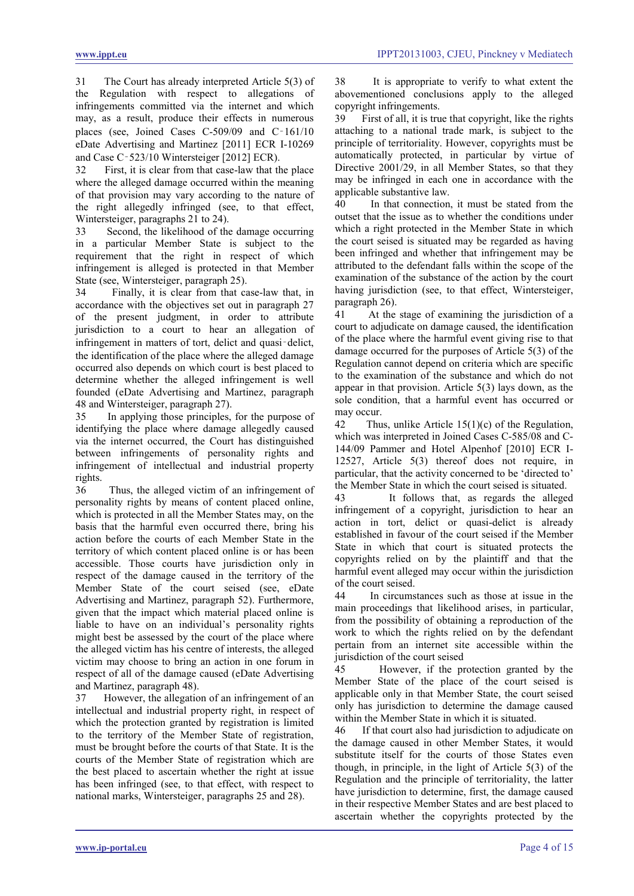31 The Court has already interpreted Article 5(3) of the Regulation with respect to allegations of infringements committed via the internet and which may, as a result, produce their effects in numerous places (see, Joined Cases C-509/09 and C‑161/10 eDate Advertising and Martinez [2011] ECR I-10269 and Case C‑523/10 Wintersteiger [2012] ECR).

32 First, it is clear from that case-law that the place where the alleged damage occurred within the meaning of that provision may vary according to the nature of the right allegedly infringed (see, to that effect, Wintersteiger, paragraphs 21 to 24).

33 Second, the likelihood of the damage occurring in a particular Member State is subject to the requirement that the right in respect of which infringement is alleged is protected in that Member State (see, Wintersteiger, paragraph 25).

34 Finally, it is clear from that case-law that, in accordance with the objectives set out in paragraph 27 of the present judgment, in order to attribute jurisdiction to a court to hear an allegation of infringement in matters of tort, delict and quasi‑delict, the identification of the place where the alleged damage occurred also depends on which court is best placed to determine whether the alleged infringement is well founded (eDate Advertising and Martinez, paragraph 48 and Wintersteiger, paragraph 27).

35 In applying those principles, for the purpose of identifying the place where damage allegedly caused via the internet occurred, the Court has distinguished between infringements of personality rights and infringement of intellectual and industrial property rights.

36 Thus, the alleged victim of an infringement of personality rights by means of content placed online, which is protected in all the Member States may, on the basis that the harmful even occurred there, bring his action before the courts of each Member State in the territory of which content placed online is or has been accessible. Those courts have jurisdiction only in respect of the damage caused in the territory of the Member State of the court seised (see, eDate Advertising and Martinez, paragraph 52). Furthermore, given that the impact which material placed online is liable to have on an individual's personality rights might best be assessed by the court of the place where the alleged victim has his centre of interests, the alleged victim may choose to bring an action in one forum in respect of all of the damage caused (eDate Advertising and Martinez, paragraph 48).

37 However, the allegation of an infringement of an intellectual and industrial property right, in respect of which the protection granted by registration is limited to the territory of the Member State of registration, must be brought before the courts of that State. It is the courts of the Member State of registration which are the best placed to ascertain whether the right at issue has been infringed (see, to that effect, with respect to national marks, Wintersteiger, paragraphs 25 and 28).

38 It is appropriate to verify to what extent the abovementioned conclusions apply to the alleged copyright infringements.

39 First of all, it is true that copyright, like the rights attaching to a national trade mark, is subject to the principle of territoriality. However, copyrights must be automatically protected, in particular by virtue of Directive 2001/29, in all Member States, so that they may be infringed in each one in accordance with the applicable substantive law.

40 In that connection, it must be stated from the outset that the issue as to whether the conditions under which a right protected in the Member State in which the court seised is situated may be regarded as having been infringed and whether that infringement may be attributed to the defendant falls within the scope of the examination of the substance of the action by the court having jurisdiction (see, to that effect, Wintersteiger, paragraph 26).

41 At the stage of examining the jurisdiction of a court to adjudicate on damage caused, the identification of the place where the harmful event giving rise to that damage occurred for the purposes of Article 5(3) of the Regulation cannot depend on criteria which are specific to the examination of the substance and which do not appear in that provision. Article 5(3) lays down, as the sole condition, that a harmful event has occurred or may occur.

42 Thus, unlike Article 15(1)(c) of the Regulation, which was interpreted in Joined Cases C-585/08 and C-144/09 Pammer and Hotel Alpenhof [2010] ECR I-12527, Article 5(3) thereof does not require, in particular, that the activity concerned to be 'directed to' the Member State in which the court seised is situated.

43 It follows that, as regards the alleged infringement of a copyright, jurisdiction to hear an action in tort, delict or quasi-delict is already established in favour of the court seised if the Member State in which that court is situated protects the copyrights relied on by the plaintiff and that the harmful event alleged may occur within the jurisdiction of the court seised.

44 In circumstances such as those at issue in the main proceedings that likelihood arises, in particular, from the possibility of obtaining a reproduction of the work to which the rights relied on by the defendant pertain from an internet site accessible within the jurisdiction of the court seised

45 However, if the protection granted by the Member State of the place of the court seised is applicable only in that Member State, the court seised only has jurisdiction to determine the damage caused within the Member State in which it is situated.

46 If that court also had jurisdiction to adjudicate on the damage caused in other Member States, it would substitute itself for the courts of those States even though, in principle, in the light of Article 5(3) of the Regulation and the principle of territoriality, the latter have jurisdiction to determine, first, the damage caused in their respective Member States and are best placed to ascertain whether the copyrights protected by the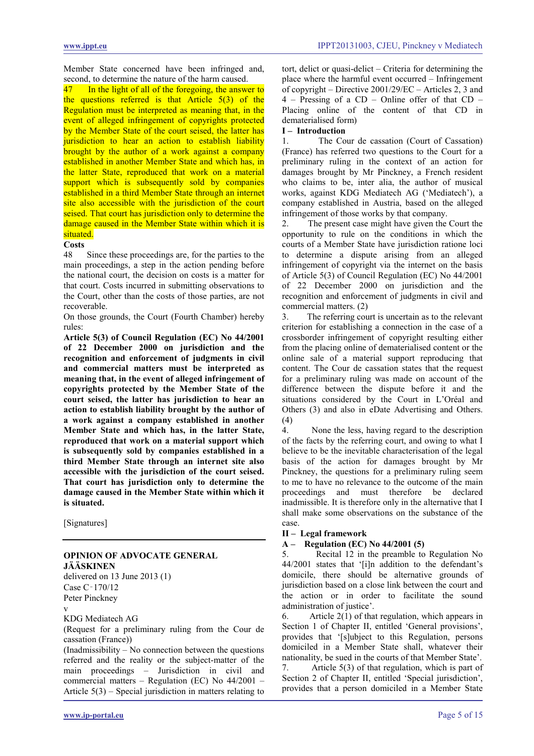Member State concerned have been infringed and, second, to determine the nature of the harm caused.

47 In the light of all of the foregoing, the answer to the questions referred is that Article 5(3) of the Regulation must be interpreted as meaning that, in the event of alleged infringement of copyrights protected by the Member State of the court seised, the latter has jurisdiction to hear an action to establish liability brought by the author of a work against a company established in another Member State and which has, in the latter State, reproduced that work on a material support which is subsequently sold by companies established in a third Member State through an internet site also accessible with the jurisdiction of the court seised. That court has jurisdiction only to determine the damage caused in the Member State within which it is situated.

**Costs**

48 Since these proceedings are, for the parties to the main proceedings, a step in the action pending before the national court, the decision on costs is a matter for that court. Costs incurred in submitting observations to the Court, other than the costs of those parties, are not recoverable.

On those grounds, the Court (Fourth Chamber) hereby rules:

**Article 5(3) of Council Regulation (EC) No 44/2001 of 22 December 2000 on jurisdiction and the recognition and enforcement of judgments in civil and commercial matters must be interpreted as meaning that, in the event of alleged infringement of copyrights protected by the Member State of the court seised, the latter has jurisdiction to hear an action to establish liability brought by the author of a work against a company established in another Member State and which has, in the latter State, reproduced that work on a material support which is subsequently sold by companies established in a third Member State through an internet site also accessible with the jurisdiction of the court seised. That court has jurisdiction only to determine the damage caused in the Member State within which it is situated.**

[Signatures]

---

**OPINION OF ADVOCATE GENERAL JÄÄSKINEN**

delivered on 13 June 2013 (1)

Case C‑170/12

Peter Pinckney

v

KDG Mediatech AG

(Request for a preliminary ruling from the Cour de cassation (France))

(Inadmissibility – No connection between the questions referred and the reality or the subject-matter of the main proceedings – Jurisdiction in civil and commercial matters – Regulation (EC) No 44/2001 – Article 5(3) – Special jurisdiction in matters relating to tort, delict or quasi-delict – Criteria for determining the place where the harmful event occurred – Infringement of copyright – Directive 2001/29/EC – Articles 2, 3 and 4 – Pressing of a CD – Online offer of that CD – Placing online of the content of that CD in dematerialised form)

**I – Introduction**

1. The Cour de cassation (Court of Cassation) (France) has referred two questions to the Court for a preliminary ruling in the context of an action for damages brought by Mr Pinckney, a French resident who claims to be, inter alia, the author of musical works, against KDG Mediatech AG ('Mediatech'), a company established in Austria, based on the alleged infringement of those works by that company.

2. The present case might have given the Court the opportunity to rule on the conditions in which the courts of a Member State have jurisdiction ratione loci to determine a dispute arising from an alleged infringement of copyright via the internet on the basis of Article 5(3) of Council Regulation (EC) No 44/2001 of 22 December 2000 on jurisdiction and the recognition and enforcement of judgments in civil and commercial matters. (2)

3. The referring court is uncertain as to the relevant criterion for establishing a connection in the case of a crossborder infringement of copyright resulting either from the placing online of dematerialised content or the online sale of a material support reproducing that content. The Cour de cassation states that the request for a preliminary ruling was made on account of the difference between the dispute before it and the situations considered by the Court in L'Oréal and Others (3) and also in eDate Advertising and Others. (4)

4. None the less, having regard to the description of the facts by the referring court, and owing to what I believe to be the inevitable characterisation of the legal basis of the action for damages brought by Mr Pinckney, the questions for a preliminary ruling seem to me to have no relevance to the outcome of the main proceedings and must therefore be declared inadmissible. It is therefore only in the alternative that I shall make some observations on the substance of the case.

**II – Legal framework**

**A – Regulation (EC) No 44/2001 (5)**

5. Recital 12 in the preamble to Regulation No 44/2001 states that '[i]n addition to the defendant's domicile, there should be alternative grounds of jurisdiction based on a close link between the court and the action or in order to facilitate the sound administration of justice'.

6. Article 2(1) of that regulation, which appears in Section 1 of Chapter II, entitled 'General provisions', provides that '[s]ubject to this Regulation, persons domiciled in a Member State shall, whatever their nationality, be sued in the courts of that Member State'.

7. Article 5(3) of that regulation, which is part of Section 2 of Chapter II, entitled 'Special jurisdiction', provides that a person domiciled in a Member State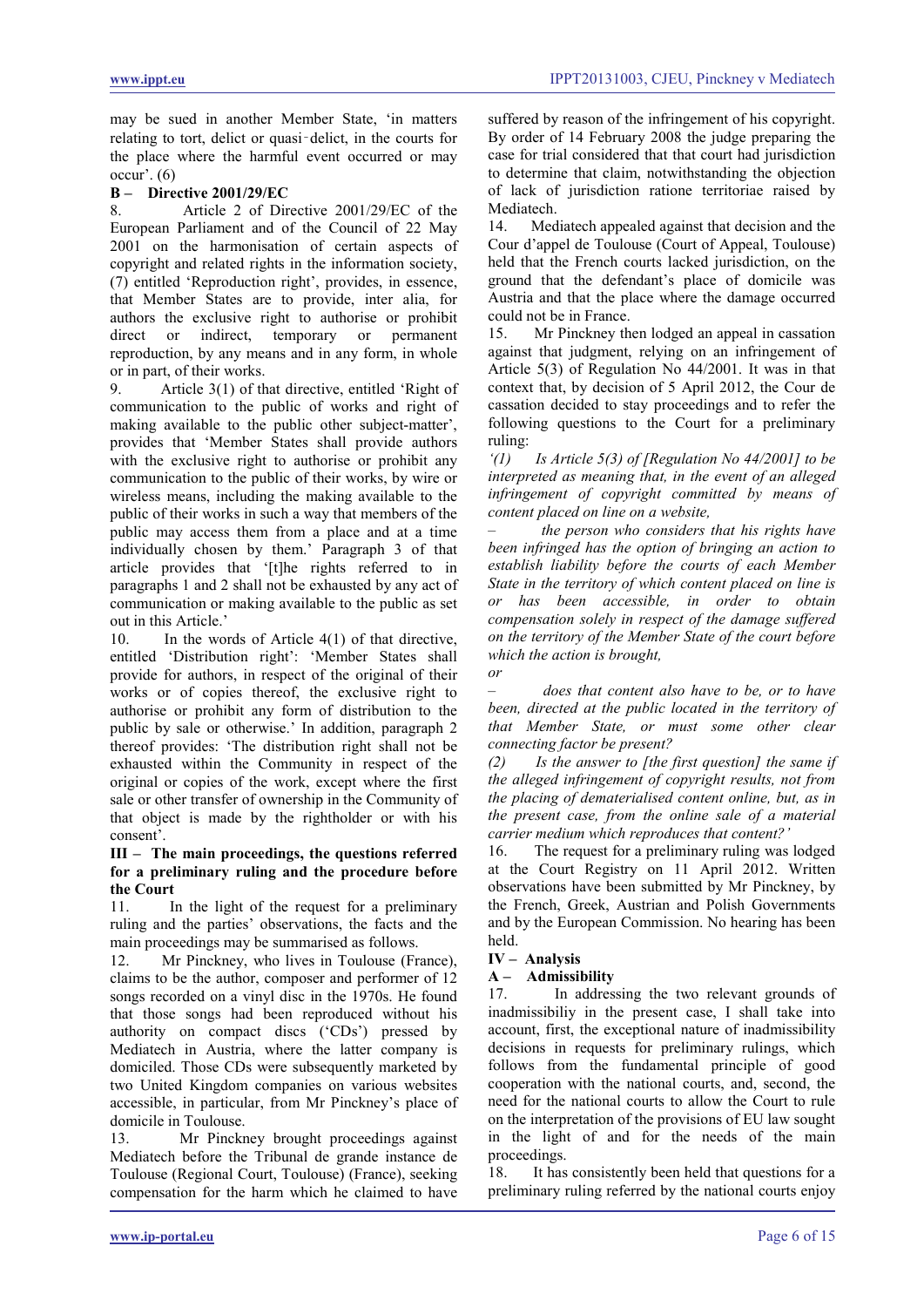may be sued in another Member State, 'in matters relating to tort, delict or quasi-delict, in the courts for the place where the harmful event occurred or may occur'. (6)

### B – Directive 2001/29/EC

8. Article 2 of Directive 2001/29/EC of the European Parliament and of the Council of 22 May 2001 on the harmonisation of certain aspects of copyright and related rights in the information society, (7) entitled 'Reproduction right', provides, in essence, that Member States are to provide, inter alia, for authors the exclusive right to authorise or prohibit direct or indirect, temporary or permanent reproduction, by any means and in any form, in whole or in part, of their works.

9. Article 3(1) of that directive, entitled 'Right of communication to the public of works and right of making available to the public other subject-matter', provides that 'Member States shall provide authors with the exclusive right to authorise or prohibit any communication to the public of their works, by wire or wireless means, including the making available to the public of their works in such a way that members of the public may access them from a place and at a time individually chosen by them.' Paragraph 3 of that article provides that '[t]he rights referred to in paragraphs 1 and 2 shall not be exhausted by any act of communication or making available to the public as set out in this Article.'

10. In the words of Article 4(1) of that directive, entitled 'Distribution right': 'Member States shall provide for authors, in respect of the original of their works or of copies thereof, the exclusive right to authorise or prohibit any form of distribution to the public by sale or otherwise.' In addition, paragraph 2 thereof provides: 'The distribution right shall not be exhausted within the Community in respect of the original or copies of the work, except where the first sale or other transfer of ownership in the Community of that object is made by the rightholder or with his consent'.

## III – The main proceedings, the questions referred for a preliminary ruling and the procedure before the Court

11. In the light of the request for a preliminary ruling and the parties' observations, the facts and the main proceedings may be summarised as follows.

12. Mr Pinckney, who lives in Toulouse (France), claims to be the author, composer and performer of 12 songs recorded on a vinyl disc in the 1970s. He found that those songs had been reproduced without his authority on compact discs ('CDs') pressed by Mediatech in Austria, where the latter company is domiciled. Those CDs were subsequently marketed by two United Kingdom companies on various websites accessible, in particular, from Mr Pinckney's place of domicile in Toulouse.

13. Mr Pinckney brought proceedings against Mediatech before the Tribunal de grande instance de Toulouse (Regional Court, Toulouse) (France), seeking compensation for the harm which he claimed to have suffered by reason of the infringement of his copyright. By order of 14 February 2008 the judge preparing the case for trial considered that that court had jurisdiction to determine that claim, notwithstanding the objection of lack of jurisdiction ratione territoriae raised by Mediatech.

14. Mediatech appealed against that decision and the Cour d'appel de Toulouse (Court of Appeal, Toulouse) held that the French courts lacked jurisdiction, on the ground that the defendant's place of domicile was Austria and that the place where the damage occurred could not be in France.

15. Mr Pinckney then lodged an appeal in cassation against that judgment, relying on an infringement of Article 5(3) of Regulation No 44/2001. It was in that context that, by decision of 5 April 2012, the Cour de cassation decided to stay proceedings and to refer the following questions to the Court for a preliminary ruling:

*'(1) Is Article 5(3) of [Regulation No 44/2001] to be interpreted as meaning that, in the event of an alleged infringement of copyright committed by means of content placed on line on a website,*

*– the person who considers that his rights have been infringed has the option of bringing an action to establish liability before the courts of each Member State in the territory of which content placed on line is or has been accessible, in order to obtain compensation solely in respect of the damage suffered on the territory of the Member State of the court before which the action is brought,*

*or*

*– does that content also have to be, or to have been, directed at the public located in the territory of that Member State, or must some other clear connecting factor be present?*

*(2) Is the answer to [the first question] the same if the alleged infringement of copyright results, not from the placing of dematerialised content online, but, as in the present case, from the online sale of a material carrier medium which reproduces that content?'*

16. The request for a preliminary ruling was lodged at the Court Registry on 11 April 2012. Written observations have been submitted by Mr Pinckney, by the French, Greek, Austrian and Polish Governments and by the European Commission. No hearing has been held.

## IV – Analysis

### A – Admissibility

17. In addressing the two relevant grounds of inadmissibiliy in the present case, I shall take into account, first, the exceptional nature of inadmissibility decisions in requests for preliminary rulings, which follows from the fundamental principle of good cooperation with the national courts, and, second, the need for the national courts to allow the Court to rule on the interpretation of the provisions of EU law sought in the light of and for the needs of the main proceedings.

18. It has consistently been held that questions for a preliminary ruling referred by the national courts enjoy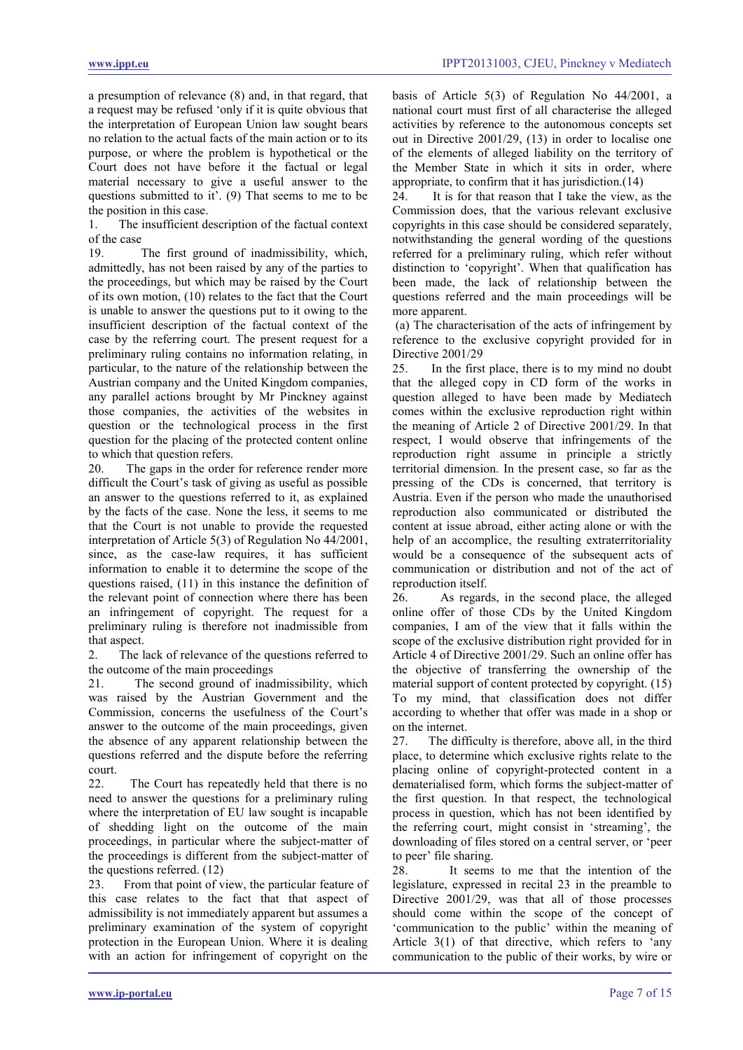a presumption of relevance (8) and, in that regard, that a request may be refused 'only if it is quite obvious that the interpretation of European Union law sought bears no relation to the actual facts of the main action or to its purpose, or where the problem is hypothetical or the Court does not have before it the factual or legal material necessary to give a useful answer to the questions submitted to it'. (9) That seems to me to be the position in this case.

1. The insufficient description of the factual context of the case

19. The first ground of inadmissibility, which, admittedly, has not been raised by any of the parties to the proceedings, but which may be raised by the Court of its own motion, (10) relates to the fact that the Court is unable to answer the questions put to it owing to the insufficient description of the factual context of the case by the referring court. The present request for a preliminary ruling contains no information relating, in particular, to the nature of the relationship between the Austrian company and the United Kingdom companies, any parallel actions brought by Mr Pinckney against those companies, the activities of the websites in question or the technological process in the first question for the placing of the protected content online to which that question refers.

20. The gaps in the order for reference render more difficult the Court's task of giving as useful as possible an answer to the questions referred to it, as explained by the facts of the case. None the less, it seems to me that the Court is not unable to provide the requested interpretation of Article 5(3) of Regulation No 44/2001, since, as the case-law requires, it has sufficient information to enable it to determine the scope of the questions raised, (11) in this instance the definition of the relevant point of connection where there has been an infringement of copyright. The request for a preliminary ruling is therefore not inadmissible from that aspect.

2. The lack of relevance of the questions referred to the outcome of the main proceedings

21. The second ground of inadmissibility, which was raised by the Austrian Government and the Commission, concerns the usefulness of the Court's answer to the outcome of the main proceedings, given the absence of any apparent relationship between the questions referred and the dispute before the referring court.

22. The Court has repeatedly held that there is no need to answer the questions for a preliminary ruling where the interpretation of EU law sought is incapable of shedding light on the outcome of the main proceedings, in particular where the subject-matter of the proceedings is different from the subject-matter of the questions referred. (12)

23. From that point of view, the particular feature of this case relates to the fact that that aspect of admissibility is not immediately apparent but assumes a preliminary examination of the system of copyright protection in the European Union. Where it is dealing with an action for infringement of copyright on the basis of Article 5(3) of Regulation No 44/2001, a national court must first of all characterise the alleged activities by reference to the autonomous concepts set out in Directive 2001/29, (13) in order to localise one of the elements of alleged liability on the territory of the Member State in which it sits in order, where appropriate, to confirm that it has jurisdiction.(14)

24. It is for that reason that I take the view, as the Commission does, that the various relevant exclusive copyrights in this case should be considered separately, notwithstanding the general wording of the questions referred for a preliminary ruling, which refer without distinction to 'copyright'. When that qualification has been made, the lack of relationship between the questions referred and the main proceedings will be more apparent.

(a) The characterisation of the acts of infringement by reference to the exclusive copyright provided for in Directive 2001/29

25. In the first place, there is to my mind no doubt that the alleged copy in CD form of the works in question alleged to have been made by Mediatech comes within the exclusive reproduction right within the meaning of Article 2 of Directive 2001/29. In that respect, I would observe that infringements of the reproduction right assume in principle a strictly territorial dimension. In the present case, so far as the pressing of the CDs is concerned, that territory is Austria. Even if the person who made the unauthorised reproduction also communicated or distributed the content at issue abroad, either acting alone or with the help of an accomplice, the resulting extraterritoriality would be a consequence of the subsequent acts of communication or distribution and not of the act of reproduction itself.

26. As regards, in the second place, the alleged online offer of those CDs by the United Kingdom companies, I am of the view that it falls within the scope of the exclusive distribution right provided for in Article 4 of Directive 2001/29. Such an online offer has the objective of transferring the ownership of the material support of content protected by copyright. (15) To my mind, that classification does not differ according to whether that offer was made in a shop or on the internet.

27. The difficulty is therefore, above all, in the third place, to determine which exclusive rights relate to the placing online of copyright-protected content in a dematerialised form, which forms the subject-matter of the first question. In that respect, the technological process in question, which has not been identified by the referring court, might consist in 'streaming', the downloading of files stored on a central server, or 'peer to peer' file sharing.

28. It seems to me that the intention of the legislature, expressed in recital 23 in the preamble to Directive 2001/29, was that all of those processes should come within the scope of the concept of 'communication to the public' within the meaning of Article 3(1) of that directive, which refers to 'any communication to the public of their works, by wire or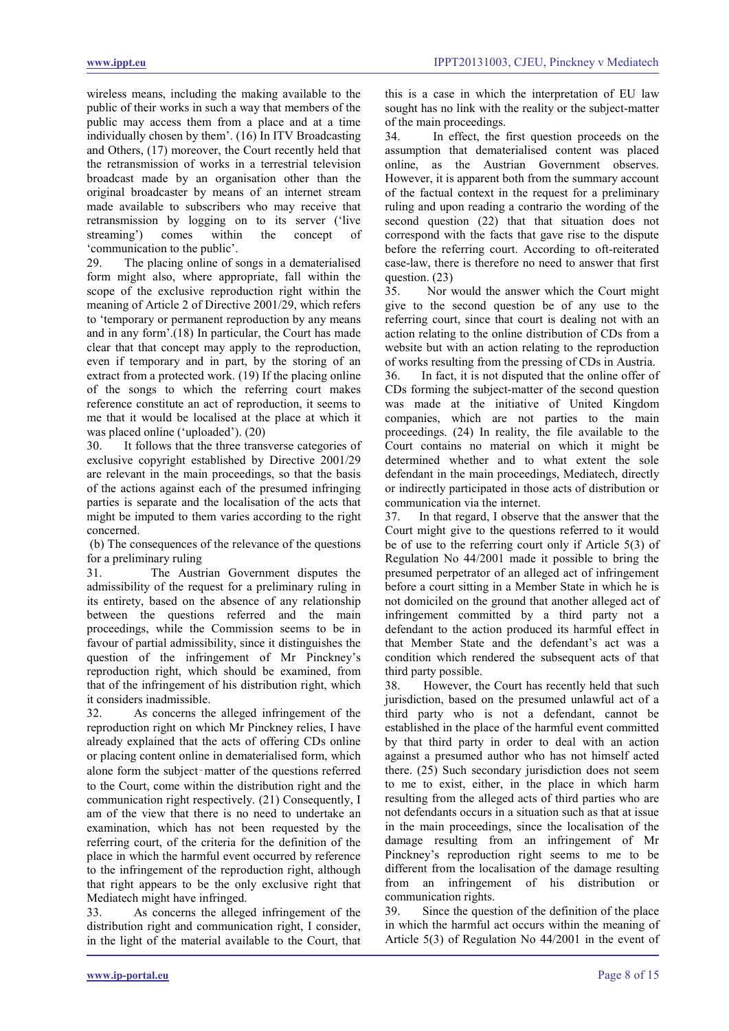wireless means, including the making available to the public of their works in such a way that members of the public may access them from a place and at a time individually chosen by them'. (16) In ITV Broadcasting and Others, (17) moreover, the Court recently held that the retransmission of works in a terrestrial television broadcast made by an organisation other than the original broadcaster by means of an internet stream made available to subscribers who may receive that retransmission by logging on to its server ('live streaming') comes within the concept of 'communication to the public'.

29. The placing online of songs in a dematerialised form might also, where appropriate, fall within the scope of the exclusive reproduction right within the meaning of Article 2 of Directive 2001/29, which refers to 'temporary or permanent reproduction by any means and in any form'.(18) In particular, the Court has made clear that that concept may apply to the reproduction, even if temporary and in part, by the storing of an extract from a protected work. (19) If the placing online of the songs to which the referring court makes reference constitute an act of reproduction, it seems to me that it would be localised at the place at which it was placed online ('uploaded'). (20)

30. It follows that the three transverse categories of exclusive copyright established by Directive 2001/29 are relevant in the main proceedings, so that the basis of the actions against each of the presumed infringing parties is separate and the localisation of the acts that might be imputed to them varies according to the right concerned.

(b) The consequences of the relevance of the questions for a preliminary ruling

31. The Austrian Government disputes the admissibility of the request for a preliminary ruling in its entirety, based on the absence of any relationship between the questions referred and the main proceedings, while the Commission seems to be in favour of partial admissibility, since it distinguishes the question of the infringement of Mr Pinckney's reproduction right, which should be examined, from that of the infringement of his distribution right, which it considers inadmissible.

32. As concerns the alleged infringement of the reproduction right on which Mr Pinckney relies, I have already explained that the acts of offering CDs online or placing content online in dematerialised form, which alone form the subject‑matter of the questions referred to the Court, come within the distribution right and the communication right respectively. (21) Consequently, I am of the view that there is no need to undertake an examination, which has not been requested by the referring court, of the criteria for the definition of the place in which the harmful event occurred by reference to the infringement of the reproduction right, although that right appears to be the only exclusive right that Mediatech might have infringed.

33. As concerns the alleged infringement of the distribution right and communication right, I consider, in the light of the material available to the Court, that this is a case in which the interpretation of EU law sought has no link with the reality or the subject-matter of the main proceedings.

34. In effect, the first question proceeds on the assumption that dematerialised content was placed online, as the Austrian Government observes. However, it is apparent both from the summary account of the factual context in the request for a preliminary ruling and upon reading a contrario the wording of the second question (22) that that situation does not correspond with the facts that gave rise to the dispute before the referring court. According to oft-reiterated case-law, there is therefore no need to answer that first question. (23)

35. Nor would the answer which the Court might give to the second question be of any use to the referring court, since that court is dealing not with an action relating to the online distribution of CDs from a website but with an action relating to the reproduction of works resulting from the pressing of CDs in Austria.

36. In fact, it is not disputed that the online offer of CDs forming the subject-matter of the second question was made at the initiative of United Kingdom companies, which are not parties to the main proceedings. (24) In reality, the file available to the Court contains no material on which it might be determined whether and to what extent the sole defendant in the main proceedings, Mediatech, directly or indirectly participated in those acts of distribution or communication via the internet.

37. In that regard, I observe that the answer that the Court might give to the questions referred to it would be of use to the referring court only if Article 5(3) of Regulation No 44/2001 made it possible to bring the presumed perpetrator of an alleged act of infringement before a court sitting in a Member State in which he is not domiciled on the ground that another alleged act of infringement committed by a third party not a defendant to the action produced its harmful effect in that Member State and the defendant's act was a condition which rendered the subsequent acts of that third party possible.

38. However, the Court has recently held that such jurisdiction, based on the presumed unlawful act of a third party who is not a defendant, cannot be established in the place of the harmful event committed by that third party in order to deal with an action against a presumed author who has not himself acted there. (25) Such secondary jurisdiction does not seem to me to exist, either, in the place in which harm resulting from the alleged acts of third parties who are not defendants occurs in a situation such as that at issue in the main proceedings, since the localisation of the damage resulting from an infringement of Mr Pinckney's reproduction right seems to me to be different from the localisation of the damage resulting from an infringement of his distribution or communication rights.

39. Since the question of the definition of the place in which the harmful act occurs within the meaning of Article 5(3) of Regulation No 44/2001 in the event of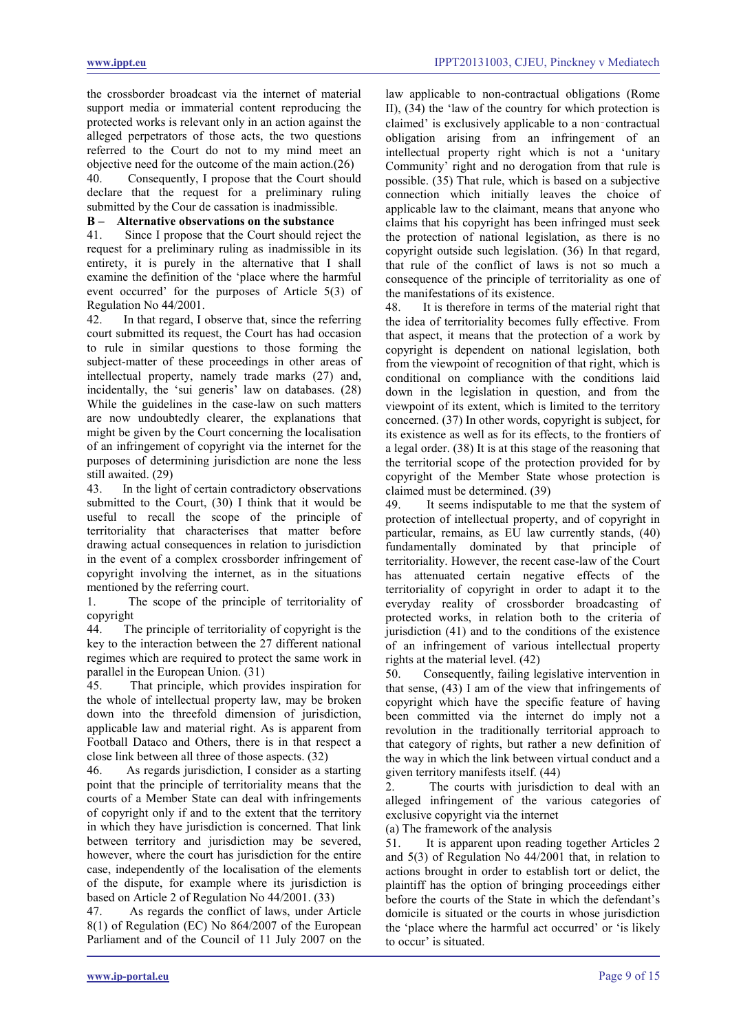the crossborder broadcast via the internet of material support media or immaterial content reproducing the protected works is relevant only in an action against the alleged perpetrators of those acts, the two questions referred to the Court do not to my mind meet an objective need for the outcome of the main action.(26)

40. Consequently, I propose that the Court should declare that the request for a preliminary ruling submitted by the Cour de cassation is inadmissible.

**B – Alternative observations on the substance**

41. Since I propose that the Court should reject the request for a preliminary ruling as inadmissible in its entirety, it is purely in the alternative that I shall examine the definition of the 'place where the harmful event occurred' for the purposes of Article 5(3) of Regulation No 44/2001.

42. In that regard, I observe that, since the referring court submitted its request, the Court has had occasion to rule in similar questions to those forming the subject-matter of these proceedings in other areas of intellectual property, namely trade marks (27) and, incidentally, the 'sui generis' law on databases. (28) While the guidelines in the case-law on such matters are now undoubtedly clearer, the explanations that might be given by the Court concerning the localisation of an infringement of copyright via the internet for the purposes of determining jurisdiction are none the less still awaited. (29)

43. In the light of certain contradictory observations submitted to the Court, (30) I think that it would be useful to recall the scope of the principle of territoriality that characterises that matter before drawing actual consequences in relation to jurisdiction in the event of a complex crossborder infringement of copyright involving the internet, as in the situations mentioned by the referring court.

1. The scope of the principle of territoriality of copyright

44. The principle of territoriality of copyright is the key to the interaction between the 27 different national regimes which are required to protect the same work in parallel in the European Union. (31)

45. That principle, which provides inspiration for the whole of intellectual property law, may be broken down into the threefold dimension of jurisdiction, applicable law and material right. As is apparent from Football Dataco and Others, there is in that respect a close link between all three of those aspects. (32)

46. As regards jurisdiction, I consider as a starting point that the principle of territoriality means that the courts of a Member State can deal with infringements of copyright only if and to the extent that the territory in which they have jurisdiction is concerned. That link between territory and jurisdiction may be severed, however, where the court has jurisdiction for the entire case, independently of the localisation of the elements of the dispute, for example where its jurisdiction is based on Article 2 of Regulation No 44/2001. (33)

47. As regards the conflict of laws, under Article 8(1) of Regulation (EC) No 864/2007 of the European Parliament and of the Council of 11 July 2007 on the law applicable to non-contractual obligations (Rome II), (34) the 'law of the country for which protection is claimed' is exclusively applicable to a non-contractual obligation arising from an infringement of an intellectual property right which is not a 'unitary Community' right and no derogation from that rule is possible. (35) That rule, which is based on a subjective connection which initially leaves the choice of applicable law to the claimant, means that anyone who claims that his copyright has been infringed must seek the protection of national legislation, as there is no copyright outside such legislation. (36) In that regard, that rule of the conflict of laws is not so much a consequence of the principle of territoriality as one of the manifestations of its existence.

48. It is therefore in terms of the material right that the idea of territoriality becomes fully effective. From that aspect, it means that the protection of a work by copyright is dependent on national legislation, both from the viewpoint of recognition of that right, which is conditional on compliance with the conditions laid down in the legislation in question, and from the viewpoint of its extent, which is limited to the territory concerned. (37) In other words, copyright is subject, for its existence as well as for its effects, to the frontiers of a legal order. (38) It is at this stage of the reasoning that the territorial scope of the protection provided for by copyright of the Member State whose protection is claimed must be determined. (39)

49. It seems indisputable to me that the system of protection of intellectual property, and of copyright in particular, remains, as EU law currently stands, (40) fundamentally dominated by that principle of territoriality. However, the recent case-law of the Court has attenuated certain negative effects of the territoriality of copyright in order to adapt it to the everyday reality of crossborder broadcasting of protected works, in relation both to the criteria of jurisdiction (41) and to the conditions of the existence of an infringement of various intellectual property rights at the material level. (42)

50. Consequently, failing legislative intervention in that sense, (43) I am of the view that infringements of copyright which have the specific feature of having been committed via the internet do imply not a revolution in the traditionally territorial approach to that category of rights, but rather a new definition of the way in which the link between virtual conduct and a given territory manifests itself. (44)

2. The courts with jurisdiction to deal with an alleged infringement of the various categories of exclusive copyright via the internet

(a) The framework of the analysis

51. It is apparent upon reading together Articles 2 and 5(3) of Regulation No 44/2001 that, in relation to actions brought in order to establish tort or delict, the plaintiff has the option of bringing proceedings either before the courts of the State in which the defendant's domicile is situated or the courts in whose jurisdiction the 'place where the harmful act occurred' or 'is likely to occur' is situated.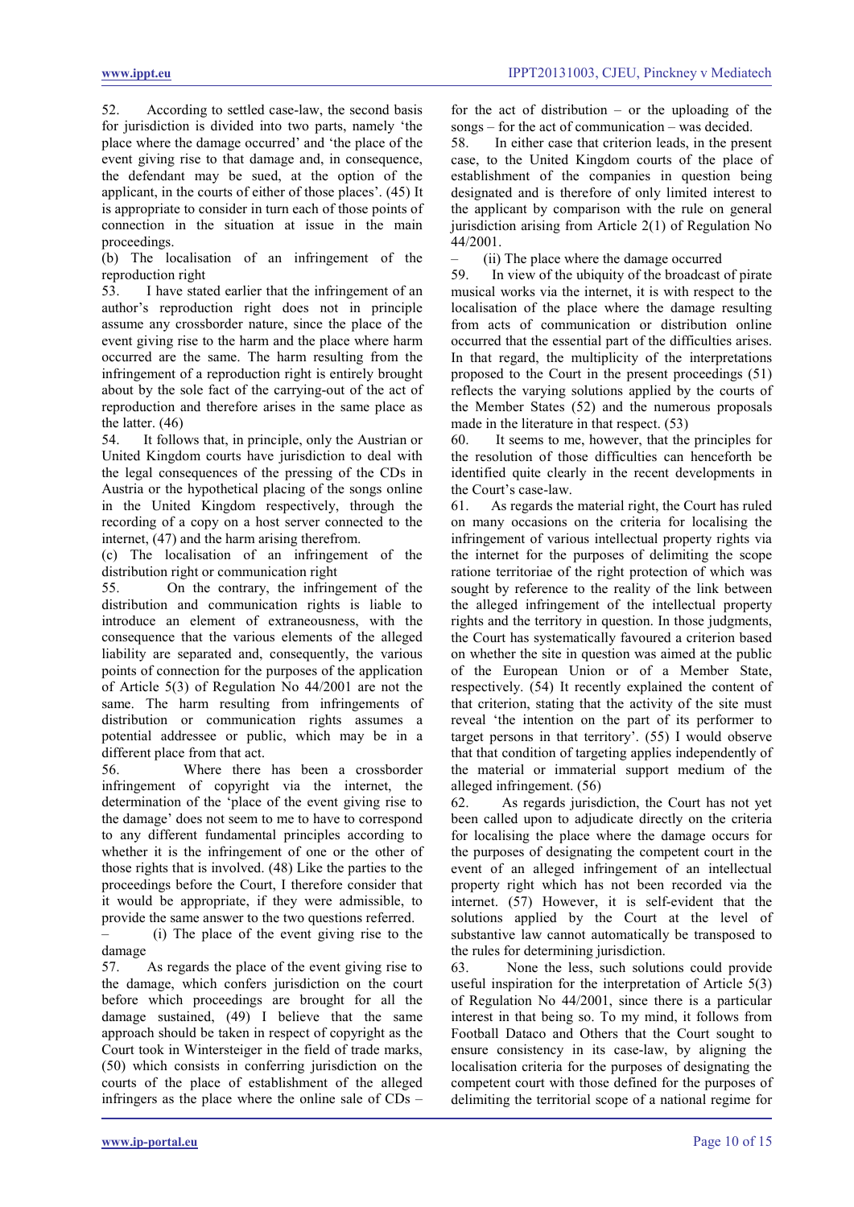52. According to settled case-law, the second basis for jurisdiction is divided into two parts, namely 'the place where the damage occurred' and 'the place of the event giving rise to that damage and, in consequence, the defendant may be sued, at the option of the applicant, in the courts of either of those places'. (45) It is appropriate to consider in turn each of those points of connection in the situation at issue in the main proceedings.

(b) The localisation of an infringement of the reproduction right

53. I have stated earlier that the infringement of an author's reproduction right does not in principle assume any crossborder nature, since the place of the event giving rise to the harm and the place where harm occurred are the same. The harm resulting from the infringement of a reproduction right is entirely brought about by the sole fact of the carrying-out of the act of reproduction and therefore arises in the same place as the latter. (46)

54. It follows that, in principle, only the Austrian or United Kingdom courts have jurisdiction to deal with the legal consequences of the pressing of the CDs in Austria or the hypothetical placing of the songs online in the United Kingdom respectively, through the recording of a copy on a host server connected to the internet, (47) and the harm arising therefrom.

(c) The localisation of an infringement of the distribution right or communication right

55. On the contrary, the infringement of the distribution and communication rights is liable to introduce an element of extraneousness, with the consequence that the various elements of the alleged liability are separated and, consequently, the various points of connection for the purposes of the application of Article 5(3) of Regulation No 44/2001 are not the same. The harm resulting from infringements of distribution or communication rights assumes a potential addressee or public, which may be in a different place from that act.

56. Where there has been a crossborder infringement of copyright via the internet, the determination of the 'place of the event giving rise to the damage' does not seem to me to have to correspond to any different fundamental principles according to whether it is the infringement of one or the other of those rights that is involved. (48) Like the parties to the proceedings before the Court, I therefore consider that it would be appropriate, if they were admissible, to provide the same answer to the two questions referred.

– (i) The place of the event giving rise to the damage

57. As regards the place of the event giving rise to the damage, which confers jurisdiction on the court before which proceedings are brought for all the damage sustained, (49) I believe that the same approach should be taken in respect of copyright as the Court took in Wintersteiger in the field of trade marks, (50) which consists in conferring jurisdiction on the courts of the place of establishment of the alleged infringers as the place where the online sale of CDs – for the act of distribution – or the uploading of the songs – for the act of communication – was decided.

58. In either case that criterion leads, in the present case, to the United Kingdom courts of the place of establishment of the companies in question being designated and is therefore of only limited interest to the applicant by comparison with the rule on general jurisdiction arising from Article 2(1) of Regulation No 44/2001.

– (ii) The place where the damage occurred

59. In view of the ubiquity of the broadcast of pirate musical works via the internet, it is with respect to the localisation of the place where the damage resulting from acts of communication or distribution online occurred that the essential part of the difficulties arises. In that regard, the multiplicity of the interpretations proposed to the Court in the present proceedings (51) reflects the varying solutions applied by the courts of the Member States (52) and the numerous proposals made in the literature in that respect. (53)

60. It seems to me, however, that the principles for the resolution of those difficulties can henceforth be identified quite clearly in the recent developments in the Court's case-law.

61. As regards the material right, the Court has ruled on many occasions on the criteria for localising the infringement of various intellectual property rights via the internet for the purposes of delimiting the scope ratione territoriae of the right protection of which was sought by reference to the reality of the link between the alleged infringement of the intellectual property rights and the territory in question. In those judgments, the Court has systematically favoured a criterion based on whether the site in question was aimed at the public of the European Union or of a Member State, respectively. (54) It recently explained the content of that criterion, stating that the activity of the site must reveal 'the intention on the part of its performer to target persons in that territory'. (55) I would observe that that condition of targeting applies independently of the material or immaterial support medium of the alleged infringement. (56)

62. As regards jurisdiction, the Court has not yet been called upon to adjudicate directly on the criteria for localising the place where the damage occurs for the purposes of designating the competent court in the event of an alleged infringement of an intellectual property right which has not been recorded via the internet. (57) However, it is self-evident that the solutions applied by the Court at the level of substantive law cannot automatically be transposed to the rules for determining jurisdiction.

63. None the less, such solutions could provide useful inspiration for the interpretation of Article 5(3) of Regulation No 44/2001, since there is a particular interest in that being so. To my mind, it follows from Football Dataco and Others that the Court sought to ensure consistency in its case-law, by aligning the localisation criteria for the purposes of designating the competent court with those defined for the purposes of delimiting the territorial scope of a national regime for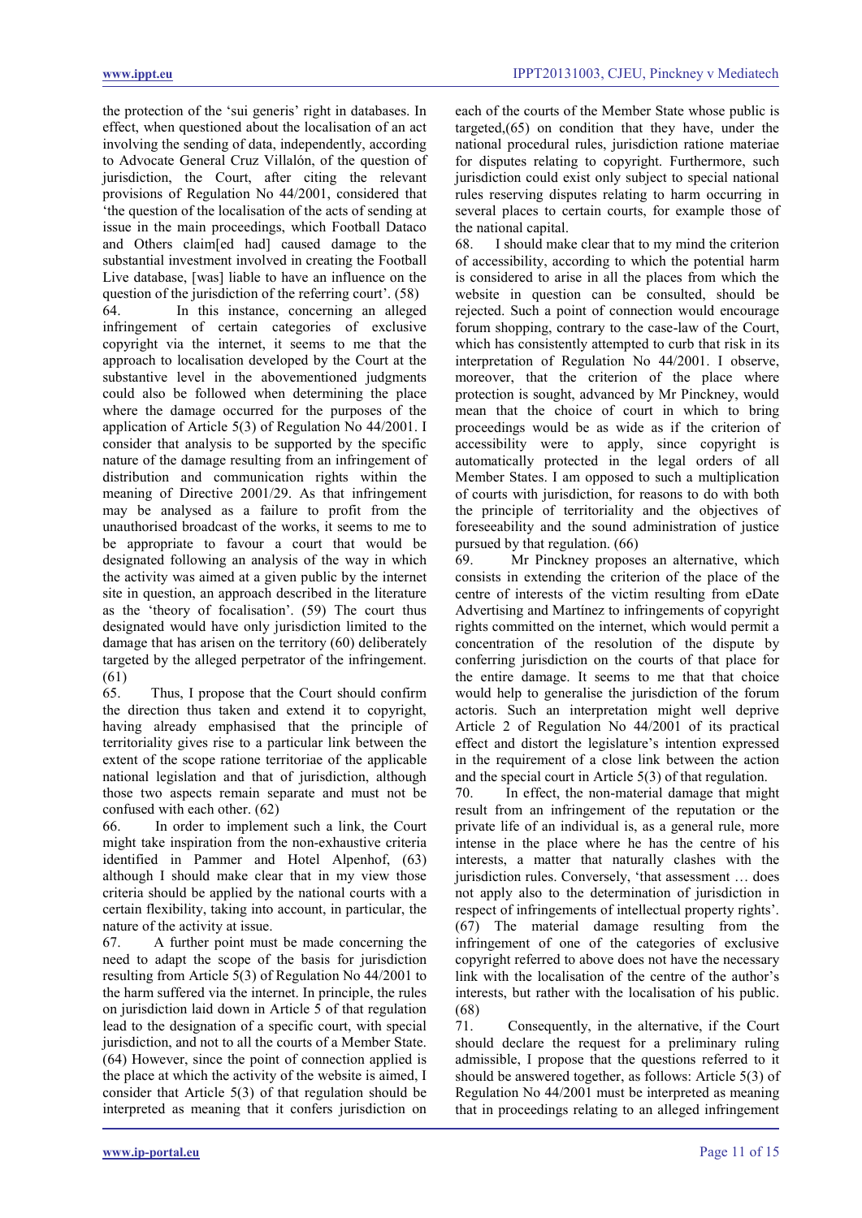the protection of the 'sui generis' right in databases. In effect, when questioned about the localisation of an act involving the sending of data, independently, according to Advocate General Cruz Villalón, of the question of jurisdiction, the Court, after citing the relevant provisions of Regulation No 44/2001, considered that 'the question of the localisation of the acts of sending at issue in the main proceedings, which Football Dataco and Others claim[ed had] caused damage to the substantial investment involved in creating the Football Live database, [was] liable to have an influence on the question of the jurisdiction of the referring court'. (58)

64. In this instance, concerning an alleged infringement of certain categories of exclusive copyright via the internet, it seems to me that the approach to localisation developed by the Court at the substantive level in the abovementioned judgments could also be followed when determining the place where the damage occurred for the purposes of the application of Article 5(3) of Regulation No 44/2001. I consider that analysis to be supported by the specific nature of the damage resulting from an infringement of distribution and communication rights within the meaning of Directive 2001/29. As that infringement may be analysed as a failure to profit from the unauthorised broadcast of the works, it seems to me to be appropriate to favour a court that would be designated following an analysis of the way in which the activity was aimed at a given public by the internet site in question, an approach described in the literature as the 'theory of focalisation'. (59) The court thus designated would have only jurisdiction limited to the damage that has arisen on the territory (60) deliberately targeted by the alleged perpetrator of the infringement. (61)

65. Thus, I propose that the Court should confirm the direction thus taken and extend it to copyright, having already emphasised that the principle of territoriality gives rise to a particular link between the extent of the scope ratione territoriae of the applicable national legislation and that of jurisdiction, although those two aspects remain separate and must not be confused with each other. (62)

66. In order to implement such a link, the Court might take inspiration from the non-exhaustive criteria identified in Pammer and Hotel Alpenhof, (63) although I should make clear that in my view those criteria should be applied by the national courts with a certain flexibility, taking into account, in particular, the nature of the activity at issue.

67. A further point must be made concerning the need to adapt the scope of the basis for jurisdiction resulting from Article 5(3) of Regulation No 44/2001 to the harm suffered via the internet. In principle, the rules on jurisdiction laid down in Article 5 of that regulation lead to the designation of a specific court, with special jurisdiction, and not to all the courts of a Member State. (64) However, since the point of connection applied is the place at which the activity of the website is aimed, I consider that Article 5(3) of that regulation should be interpreted as meaning that it confers jurisdiction on each of the courts of the Member State whose public is targeted,(65) on condition that they have, under the national procedural rules, jurisdiction ratione materiae for disputes relating to copyright. Furthermore, such jurisdiction could exist only subject to special national rules reserving disputes relating to harm occurring in several places to certain courts, for example those of the national capital.

68. I should make clear that to my mind the criterion of accessibility, according to which the potential harm is considered to arise in all the places from which the website in question can be consulted, should be rejected. Such a point of connection would encourage forum shopping, contrary to the case-law of the Court, which has consistently attempted to curb that risk in its interpretation of Regulation No 44/2001. I observe, moreover, that the criterion of the place where protection is sought, advanced by Mr Pinckney, would mean that the choice of court in which to bring proceedings would be as wide as if the criterion of accessibility were to apply, since copyright is automatically protected in the legal orders of all Member States. I am opposed to such a multiplication of courts with jurisdiction, for reasons to do with both the principle of territoriality and the objectives of foreseeability and the sound administration of justice pursued by that regulation. (66)

69. Mr Pinckney proposes an alternative, which consists in extending the criterion of the place of the centre of interests of the victim resulting from eDate Advertising and Martínez to infringements of copyright rights committed on the internet, which would permit a concentration of the resolution of the dispute by conferring jurisdiction on the courts of that place for the entire damage. It seems to me that that choice would help to generalise the jurisdiction of the forum actoris. Such an interpretation might well deprive Article 2 of Regulation No 44/2001 of its practical effect and distort the legislature's intention expressed in the requirement of a close link between the action and the special court in Article 5(3) of that regulation.

70. In effect, the non-material damage that might result from an infringement of the reputation or the private life of an individual is, as a general rule, more intense in the place where he has the centre of his interests, a matter that naturally clashes with the jurisdiction rules. Conversely, 'that assessment … does not apply also to the determination of jurisdiction in respect of infringements of intellectual property rights'. (67) The material damage resulting from the infringement of one of the categories of exclusive copyright referred to above does not have the necessary link with the localisation of the centre of the author's interests, but rather with the localisation of his public. (68)

71. Consequently, in the alternative, if the Court should declare the request for a preliminary ruling admissible, I propose that the questions referred to it should be answered together, as follows: Article 5(3) of Regulation No 44/2001 must be interpreted as meaning that in proceedings relating to an alleged infringement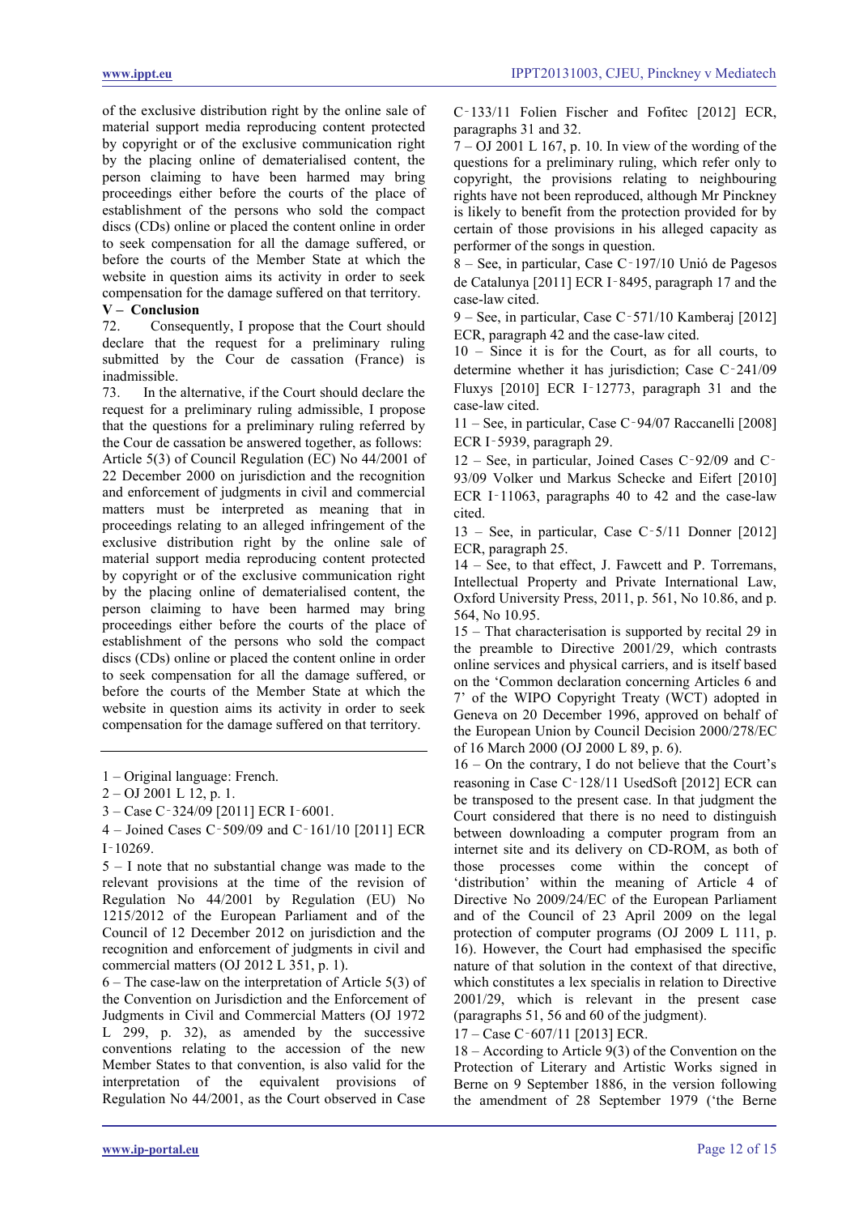of the exclusive distribution right by the online sale of material support media reproducing content protected by copyright or of the exclusive communication right by the placing online of dematerialised content, the person claiming to have been harmed may bring proceedings either before the courts of the place of establishment of the persons who sold the compact discs (CDs) online or placed the content online in order to seek compensation for all the damage suffered, or before the courts of the Member State at which the website in question aims its activity in order to seek compensation for the damage suffered on that territory.

## V – Conclusion

72. Consequently, I propose that the Court should declare that the request for a preliminary ruling submitted by the Cour de cassation (France) is inadmissible.

73. In the alternative, if the Court should declare the request for a preliminary ruling admissible, I propose that the questions for a preliminary ruling referred by the Cour de cassation be answered together, as follows: Article 5(3) of Council Regulation (EC) No 44/2001 of 22 December 2000 on jurisdiction and the recognition and enforcement of judgments in civil and commercial matters must be interpreted as meaning that in proceedings relating to an alleged infringement of the exclusive distribution right by the online sale of material support media reproducing content protected by copyright or of the exclusive communication right by the placing online of dematerialised content, the person claiming to have been harmed may bring proceedings either before the courts of the place of establishment of the persons who sold the compact discs (CDs) online or placed the content online in order to seek compensation for all the damage suffered, or before the courts of the Member State at which the website in question aims its activity in order to seek compensation for the damage suffered on that territory.

---

1 – Original language: French.

2 – OJ 2001 L 12, p. 1.

3 – Case C‑324/09 [2011] ECR I‑6001.

4 – Joined Cases C‑509/09 and C‑161/10 [2011] ECR I‑10269.

5 – I note that no substantial change was made to the relevant provisions at the time of the revision of Regulation No 44/2001 by Regulation (EU) No 1215/2012 of the European Parliament and of the Council of 12 December 2012 on jurisdiction and the recognition and enforcement of judgments in civil and commercial matters (OJ 2012 L 351, p. 1).

6 – The case-law on the interpretation of Article 5(3) of the Convention on Jurisdiction and the Enforcement of Judgments in Civil and Commercial Matters (OJ 1972 L 299, p. 32), as amended by the successive conventions relating to the accession of the new Member States to that convention, is also valid for the interpretation of the equivalent provisions of Regulation No 44/2001, as the Court observed in Case C‑133/11 Folien Fischer and Fofitec [2012] ECR, paragraphs 31 and 32.

7 – OJ 2001 L 167, p. 10. In view of the wording of the questions for a preliminary ruling, which refer only to copyright, the provisions relating to neighbouring rights have not been reproduced, although Mr Pinckney is likely to benefit from the protection provided for by certain of those provisions in his alleged capacity as performer of the songs in question.

8 – See, in particular, Case C‑197/10 Unió de Pagesos de Catalunya [2011] ECR I‑8495, paragraph 17 and the case-law cited.

9 – See, in particular, Case C‑571/10 Kamberaj [2012] ECR, paragraph 42 and the case-law cited.

10 – Since it is for the Court, as for all courts, to determine whether it has jurisdiction; Case C‑241/09 Fluxys [2010] ECR I‑12773, paragraph 31 and the case-law cited.

11 – See, in particular, Case C‑94/07 Raccanelli [2008] ECR I‑5939, paragraph 29.

12 – See, in particular, Joined Cases C‑92/09 and C‑93/09 Volker und Markus Schecke and Eifert [2010] ECR I‑11063, paragraphs 40 to 42 and the case-law cited.

13 – See, in particular, Case C‑5/11 Donner [2012] ECR, paragraph 25.

14 – See, to that effect, J. Fawcett and P. Torremans, Intellectual Property and Private International Law, Oxford University Press, 2011, p. 561, No 10.86, and p. 564, No 10.95.

15 – That characterisation is supported by recital 29 in the preamble to Directive 2001/29, which contrasts online services and physical carriers, and is itself based on the 'Common declaration concerning Articles 6 and 7' of the WIPO Copyright Treaty (WCT) adopted in Geneva on 20 December 1996, approved on behalf of the European Union by Council Decision 2000/278/EC of 16 March 2000 (OJ 2000 L 89, p. 6).

16 – On the contrary, I do not believe that the Court's reasoning in Case C‑128/11 UsedSoft [2012] ECR can be transposed to the present case. In that judgment the Court considered that there is no need to distinguish between downloading a computer program from an internet site and its delivery on CD-ROM, as both of those processes come within the concept of 'distribution' within the meaning of Article 4 of Directive No 2009/24/EC of the European Parliament and of the Council of 23 April 2009 on the legal protection of computer programs (OJ 2009 L 111, p. 16). However, the Court had emphasised the specific nature of that solution in the context of that directive, which constitutes a lex specialis in relation to Directive 2001/29, which is relevant in the present case (paragraphs 51, 56 and 60 of the judgment).

17 – Case C‑607/11 [2013] ECR.

18 – According to Article 9(3) of the Convention on the Protection of Literary and Artistic Works signed in Berne on 9 September 1886, in the version following the amendment of 28 September 1979 ('the Berne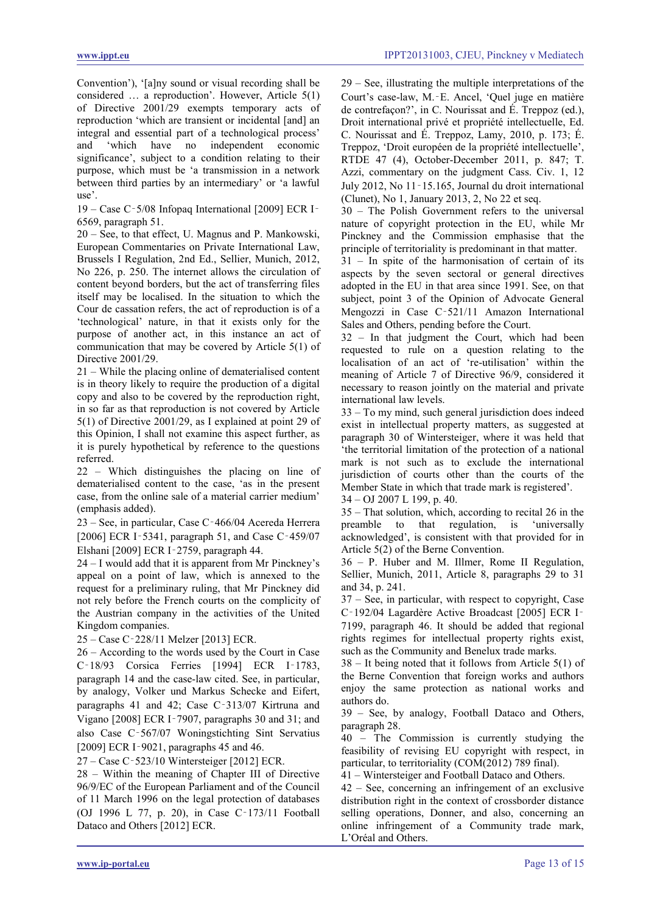Convention'), '[a]ny sound or visual recording shall be considered … a reproduction'. However, Article 5(1) of Directive 2001/29 exempts temporary acts of reproduction 'which are transient or incidental [and] an integral and essential part of a technological process' and 'which have no independent economic significance', subject to a condition relating to their purpose, which must be 'a transmission in a network between third parties by an intermediary' or 'a lawful use'.

19 – Case C‑5/08 Infopaq International [2009] ECR I‑6569, paragraph 51.

20 – See, to that effect, U. Magnus and P. Mankowski, European Commentaries on Private International Law, Brussels I Regulation, 2nd Ed., Sellier, Munich, 2012, No 226, p. 250. The internet allows the circulation of content beyond borders, but the act of transferring files itself may be localised. In the situation to which the Cour de cassation refers, the act of reproduction is of a 'technological' nature, in that it exists only for the purpose of another act, in this instance an act of communication that may be covered by Article 5(1) of Directive 2001/29.

21 – While the placing online of dematerialised content is in theory likely to require the production of a digital copy and also to be covered by the reproduction right, in so far as that reproduction is not covered by Article 5(1) of Directive 2001/29, as I explained at point 29 of this Opinion, I shall not examine this aspect further, as it is purely hypothetical by reference to the questions referred.

22 – Which distinguishes the placing on line of dematerialised content to the case, 'as in the present case, from the online sale of a material carrier medium' (emphasis added).

23 – See, in particular, Case C‑466/04 Acereda Herrera [2006] ECR I‑5341, paragraph 51, and Case C‑459/07 Elshani [2009] ECR I‑2759, paragraph 44.

24 – I would add that it is apparent from Mr Pinckney's appeal on a point of law, which is annexed to the request for a preliminary ruling, that Mr Pinckney did not rely before the French courts on the complicity of the Austrian company in the activities of the United Kingdom companies.

25 – Case C‑228/11 Melzer [2013] ECR.

26 – According to the words used by the Court in Case C‑18/93 Corsica Ferries [1994] ECR I‑1783, paragraph 14 and the case-law cited. See, in particular, by analogy, Volker und Markus Schecke and Eifert, paragraphs 41 and 42; Case C‑313/07 Kirtruna and Vigano [2008] ECR I‑7907, paragraphs 30 and 31; and also Case C‑567/07 Woningstichting Sint Servatius [2009] ECR I‑9021, paragraphs 45 and 46.

27 – Case C‑523/10 Wintersteiger [2012] ECR.

28 – Within the meaning of Chapter III of Directive 96/9/EC of the European Parliament and of the Council of 11 March 1996 on the legal protection of databases (OJ 1996 L 77, p. 20), in Case C‑173/11 Football Dataco and Others [2012] ECR.

29 – See, illustrating the multiple interpretations of the Court's case-law, M.‑E. Ancel, 'Quel juge en matière de contrefaçon?', in C. Nourissat and É. Treppoz (ed.), Droit international privé et propriété intellectuelle, Ed. C. Nourissat and É. Treppoz, Lamy, 2010, p. 173; É. Treppoz, 'Droit européen de la propriété intellectuelle', RTDE 47 (4), October-December 2011, p. 847; T. Azzi, commentary on the judgment Cass. Civ. 1, 12 July 2012, No 11‑15.165, Journal du droit international (Clunet), No 1, January 2013, 2, No 22 et seq.

30 – The Polish Government refers to the universal nature of copyright protection in the EU, while Mr Pinckney and the Commission emphasise that the principle of territoriality is predominant in that matter.

31 – In spite of the harmonisation of certain of its aspects by the seven sectoral or general directives adopted in the EU in that area since 1991. See, on that subject, point 3 of the Opinion of Advocate General Mengozzi in Case C‑521/11 Amazon International Sales and Others, pending before the Court.

32 – In that judgment the Court, which had been requested to rule on a question relating to the localisation of an act of 're-utilisation' within the meaning of Article 7 of Directive 96/9, considered it necessary to reason jointly on the material and private international law levels.

33 – To my mind, such general jurisdiction does indeed exist in intellectual property matters, as suggested at paragraph 30 of Wintersteiger, where it was held that 'the territorial limitation of the protection of a national mark is not such as to exclude the international jurisdiction of courts other than the courts of the Member State in which that trade mark is registered'.

34 – OJ 2007 L 199, p. 40.

35 – That solution, which, according to recital 26 in the preamble to that regulation, is 'universally acknowledged', is consistent with that provided for in Article 5(2) of the Berne Convention.

36 – P. Huber and M. Illmer, Rome II Regulation, Sellier, Munich, 2011, Article 8, paragraphs 29 to 31 and 34, p. 241.

37 – See, in particular, with respect to copyright, Case C‑192/04 Lagardère Active Broadcast [2005] ECR I‑7199, paragraph 46. It should be added that regional rights regimes for intellectual property rights exist, such as the Community and Benelux trade marks.

38 – It being noted that it follows from Article 5(1) of the Berne Convention that foreign works and authors enjoy the same protection as national works and authors do.

39 – See, by analogy, Football Dataco and Others, paragraph 28.

40 – The Commission is currently studying the feasibility of revising EU copyright with respect, in particular, to territoriality (COM(2012) 789 final).

41 – Wintersteiger and Football Dataco and Others.

42 – See, concerning an infringement of an exclusive distribution right in the context of crossborder distance selling operations, Donner, and also, concerning an online infringement of a Community trade mark, L'Oréal and Others.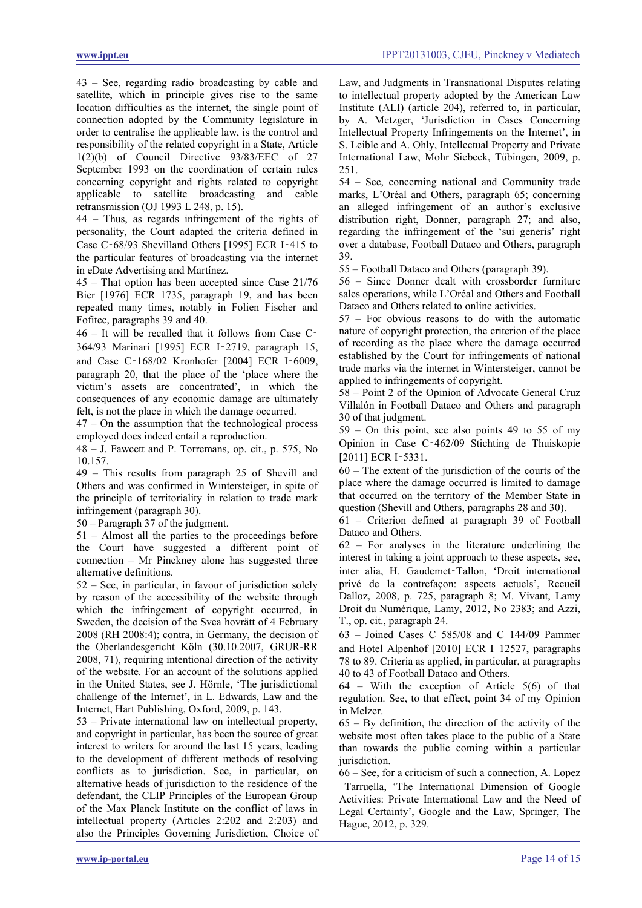43 – See, regarding radio broadcasting by cable and satellite, which in principle gives rise to the same location difficulties as the internet, the single point of connection adopted by the Community legislature in order to centralise the applicable law, is the control and responsibility of the related copyright in a State, Article 1(2)(b) of Council Directive 93/83/EEC of 27 September 1993 on the coordination of certain rules concerning copyright and rights related to copyright applicable to satellite broadcasting and cable retransmission (OJ 1993 L 248, p. 15).

44 – Thus, as regards infringement of the rights of personality, the Court adapted the criteria defined in Case C‑68/93 Shevilland Others [1995] ECR I‑415 to the particular features of broadcasting via the internet in eDate Advertising and Martínez.

45 – That option has been accepted since Case 21/76 Bier [1976] ECR 1735, paragraph 19, and has been repeated many times, notably in Folien Fischer and Fofitec, paragraphs 39 and 40.

46 – It will be recalled that it follows from Case C‑364/93 Marinari [1995] ECR I‑2719, paragraph 15, and Case C‑168/02 Kronhofer [2004] ECR I‑6009, paragraph 20, that the place of the 'place where the victim's assets are concentrated', in which the consequences of any economic damage are ultimately felt, is not the place in which the damage occurred.

47 – On the assumption that the technological process employed does indeed entail a reproduction.

48 – J. Fawcett and P. Torremans, op. cit., p. 575, No 10.157.

49 – This results from paragraph 25 of Shevill and Others and was confirmed in Wintersteiger, in spite of the principle of territoriality in relation to trade mark infringement (paragraph 30).

50 – Paragraph 37 of the judgment.

51 – Almost all the parties to the proceedings before the Court have suggested a different point of connection – Mr Pinckney alone has suggested three alternative definitions.

52 – See, in particular, in favour of jurisdiction solely by reason of the accessibility of the website through which the infringement of copyright occurred, in Sweden, the decision of the Svea hovrätt of 4 February 2008 (RH 2008:4); contra, in Germany, the decision of the Oberlandesgericht Köln (30.10.2007, GRUR-RR 2008, 71), requiring intentional direction of the activity of the website. For an account of the solutions applied in the United States, see J. Hörnle, 'The jurisdictional challenge of the Internet', in L. Edwards, Law and the Internet, Hart Publishing, Oxford, 2009, p. 143.

53 – Private international law on intellectual property, and copyright in particular, has been the source of great interest to writers for around the last 15 years, leading to the development of different methods of resolving conflicts as to jurisdiction. See, in particular, on alternative heads of jurisdiction to the residence of the defendant, the CLIP Principles of the European Group of the Max Planck Institute on the conflict of laws in intellectual property (Articles 2:202 and 2:203) and also the Principles Governing Jurisdiction, Choice of Law, and Judgments in Transnational Disputes relating to intellectual property adopted by the American Law Institute (ALI) (article 204), referred to, in particular, by A. Metzger, 'Jurisdiction in Cases Concerning Intellectual Property Infringements on the Internet', in S. Leible and A. Ohly, Intellectual Property and Private International Law, Mohr Siebeck, Tübingen, 2009, p. 251.

54 – See, concerning national and Community trade marks, L'Oréal and Others, paragraph 65; concerning an alleged infringement of an author's exclusive distribution right, Donner, paragraph 27; and also, regarding the infringement of the 'sui generis' right over a database, Football Dataco and Others, paragraph 39.

55 – Football Dataco and Others (paragraph 39).

56 – Since Donner dealt with crossborder furniture sales operations, while L'Oréal and Others and Football Dataco and Others related to online activities.

57 – For obvious reasons to do with the automatic nature of copyright protection, the criterion of the place of recording as the place where the damage occurred established by the Court for infringements of national trade marks via the internet in Wintersteiger, cannot be applied to infringements of copyright.

58 – Point 2 of the Opinion of Advocate General Cruz Villalón in Football Dataco and Others and paragraph 30 of that judgment.

59 – On this point, see also points 49 to 55 of my Opinion in Case C‑462/09 Stichting de Thuiskopie [2011] ECR I‑5331.

60 – The extent of the jurisdiction of the courts of the place where the damage occurred is limited to damage that occurred on the territory of the Member State in question (Shevill and Others, paragraphs 28 and 30).

61 – Criterion defined at paragraph 39 of Football Dataco and Others.

62 – For analyses in the literature underlining the interest in taking a joint approach to these aspects, see, inter alia, H. Gaudemet‑Tallon, 'Droit international privé de la contrefaçon: aspects actuels', Recueil Dalloz, 2008, p. 725, paragraph 8; M. Vivant, Lamy Droit du Numérique, Lamy, 2012, No 2383; and Azzi, T., op. cit., paragraph 24.

63 – Joined Cases C‑585/08 and C‑144/09 Pammer and Hotel Alpenhof [2010] ECR I‑12527, paragraphs 78 to 89. Criteria as applied, in particular, at paragraphs 40 to 43 of Football Dataco and Others.

64 – With the exception of Article 5(6) of that regulation. See, to that effect, point 34 of my Opinion in Melzer.

65 – By definition, the direction of the activity of the website most often takes place to the public of a State than towards the public coming within a particular jurisdiction.

66 – See, for a criticism of such a connection, A. Lopez‑Tarruella, 'The International Dimension of Google Activities: Private International Law and the Need of Legal Certainty', Google and the Law, Springer, The Hague, 2012, p. 329.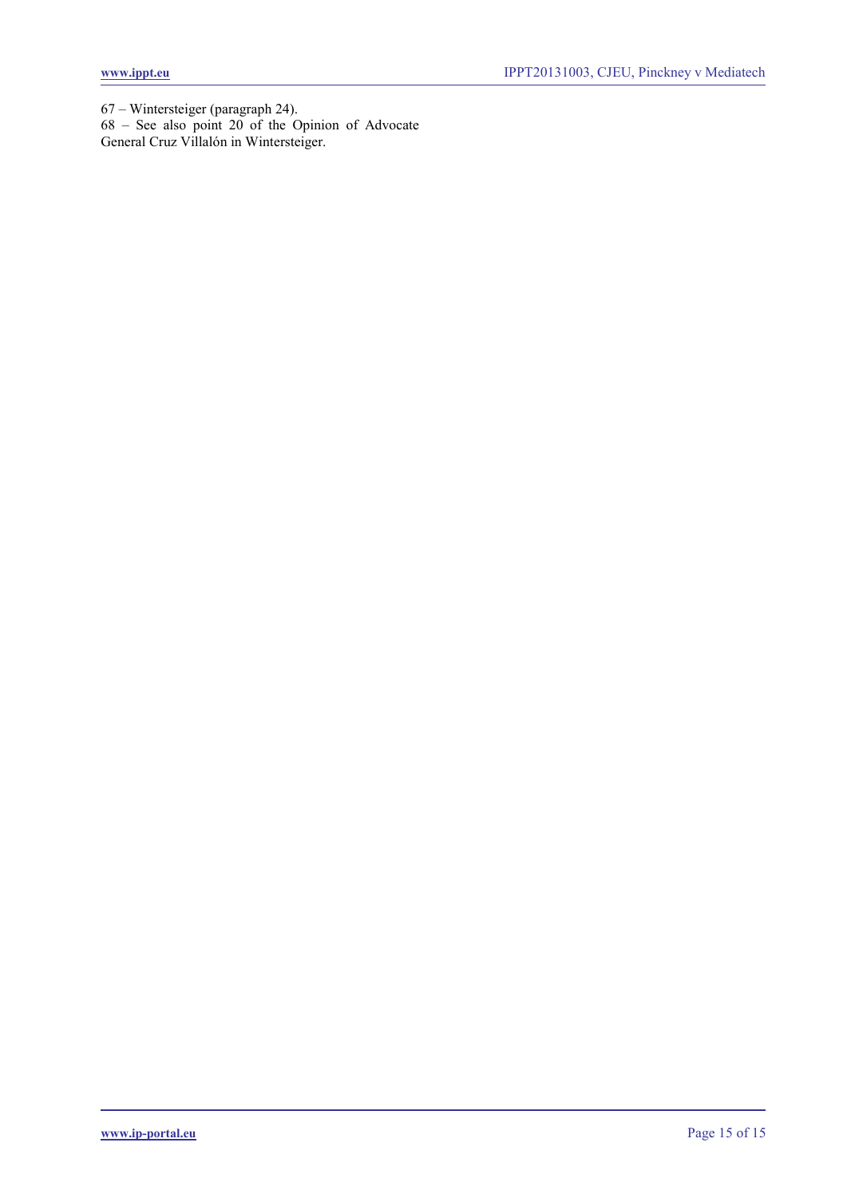67 – Wintersteiger (paragraph 24).

68 – See also point 20 of the Opinion of Advocate General Cruz Villalón in Wintersteiger.